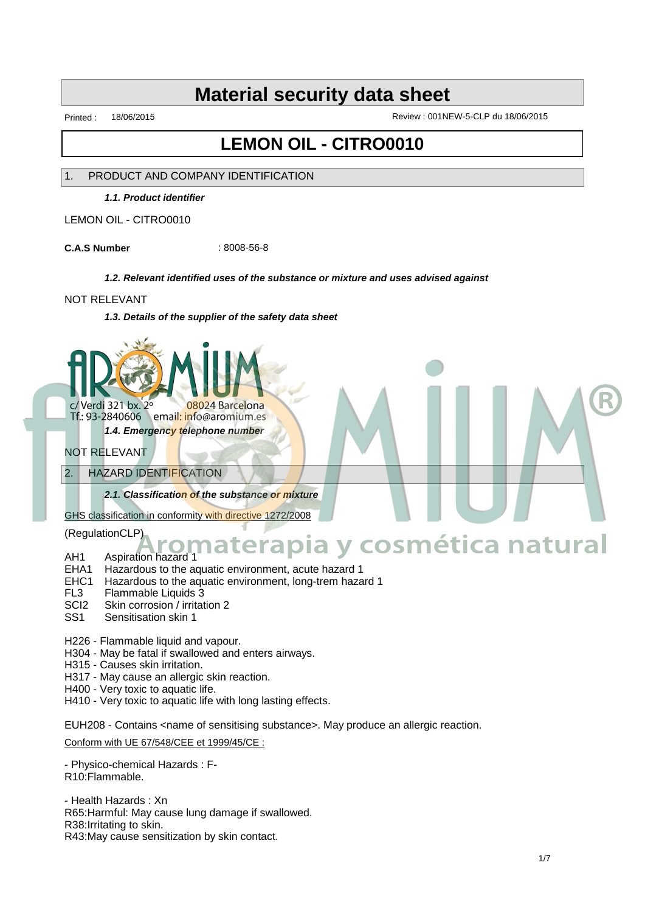# Material security data sheet

Printed : 18/06/2015 Review : 001NEW-5-CLP du 18/06/2015

# LEMON OIL - CITRO0010

## 1. PRODUCT AND COMPANY IDENTIFICATION

### *1.1. Product identifier*

LEMON OIL - CITRO0010

**C.A.S Number** : 8008-56-8

### *1.2. Relevant identified uses of the substance or mixture and uses advised against*

NOT RELEVANT

### *1.3. Details of the supplier of the safety data sheet*

AROMIUM

c/ Verdi 321 bx. 2º 08024 Barcelona
Tf.: 93-2840606 email: info@aromium.es

Aromaterapia y cosmética natural

### *1.4. Emergency telephone number*

NOT RELEVANT

## 2. HAZARD IDENTIFICATION

### *2.1. Classification of the substance or mixture*

GHS classification in conformity with directive 1272/2008

(RegulationCLP)

- AH1 Aspiration hazard 1
- EHA1 Hazardous to the aquatic environment, acute hazard 1
- EHC1 Hazardous to the aquatic environment, long-trem hazard 1
- FL3 Flammable Liquids 3
- SCI2 Skin corrosion / irritation 2
- SS1 Sensitisation skin 1

H226 - Flammable liquid and vapour.
H304 - May be fatal if swallowed and enters airways.
H315 - Causes skin irritation.
H317 - May cause an allergic skin reaction.
H400 - Very toxic to aquatic life.
H410 - Very toxic to aquatic life with long lasting effects.

EUH208 - Contains <name of sensitising substance>. May produce an allergic reaction.

Conform with UE 67/548/CEE et 1999/45/CE :

- Physico-chemical Hazards : F-
R10:Flammable.

- Health Hazards : Xn
R65:Harmful: May cause lung damage if swallowed.
R38:Irritating to skin.
R43:May cause sensitization by skin contact.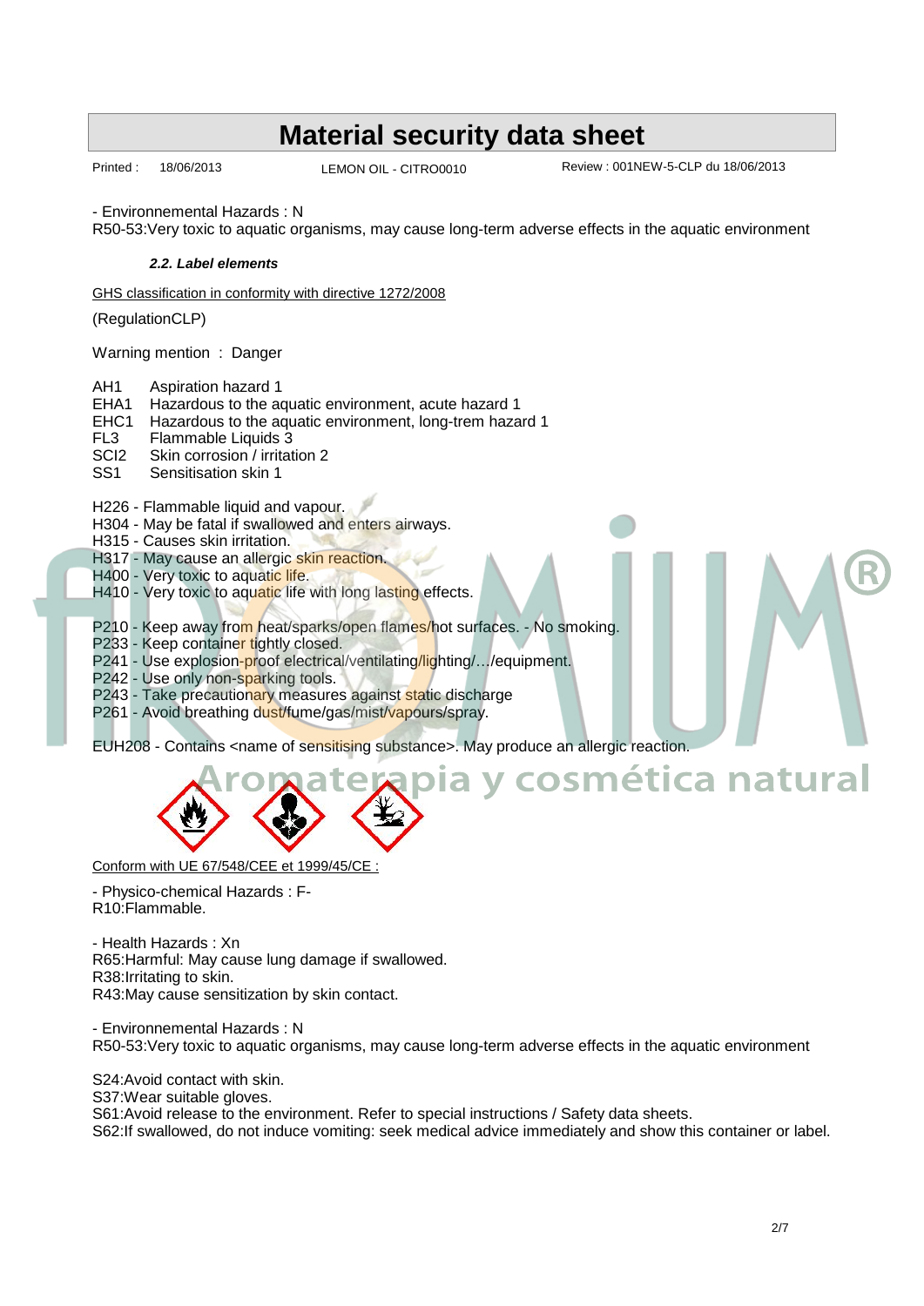- Environnemental Hazards : N
R50-53:Very toxic to aquatic organisms, may cause long-term adverse effects in the aquatic environment

#### *2.2. Label elements*

GHS classification in conformity with directive 1272/2008

(RegulationCLP)

Warning mention : Danger

AH1 Aspiration hazard 1
EHA1 Hazardous to the aquatic environment, acute hazard 1
EHC1 Hazardous to the aquatic environment, long-trem hazard 1
FL3 Flammable Liquids 3
SCI2 Skin corrosion / irritation 2
SS1 Sensitisation skin 1

H226 - Flammable liquid and vapour.
H304 - May be fatal if swallowed and enters airways.
H315 - Causes skin irritation.
H317 - May cause an allergic skin reaction.
H400 - Very toxic to aquatic life.
H410 - Very toxic to aquatic life with long lasting effects.

P210 - Keep away from heat/sparks/open flames/hot surfaces. - No smoking.
P233 - Keep container tightly closed.
P241 - Use explosion-proof electrical/ventilating/lighting/…/equipment.
P242 - Use only non-sparking tools.
P243 - Take precautionary measures against static discharge
P261 - Avoid breathing dust/fume/gas/mist/vapours/spray.

EUH208 - Contains <name of sensitising substance>. May produce an allergic reaction.

Conform with UE 67/548/CEE et 1999/45/CE :

- Physico-chemical Hazards : F-
R10:Flammable.

- Health Hazards : Xn
R65:Harmful: May cause lung damage if swallowed.
R38:Irritating to skin.
R43:May cause sensitization by skin contact.

- Environnemental Hazards : N
R50-53:Very toxic to aquatic organisms, may cause long-term adverse effects in the aquatic environment

S24:Avoid contact with skin.
S37:Wear suitable gloves.
S61:Avoid release to the environment. Refer to special instructions / Safety data sheets.
S62:If swallowed, do not induce vomiting: seek medical advice immediately and show this container or label.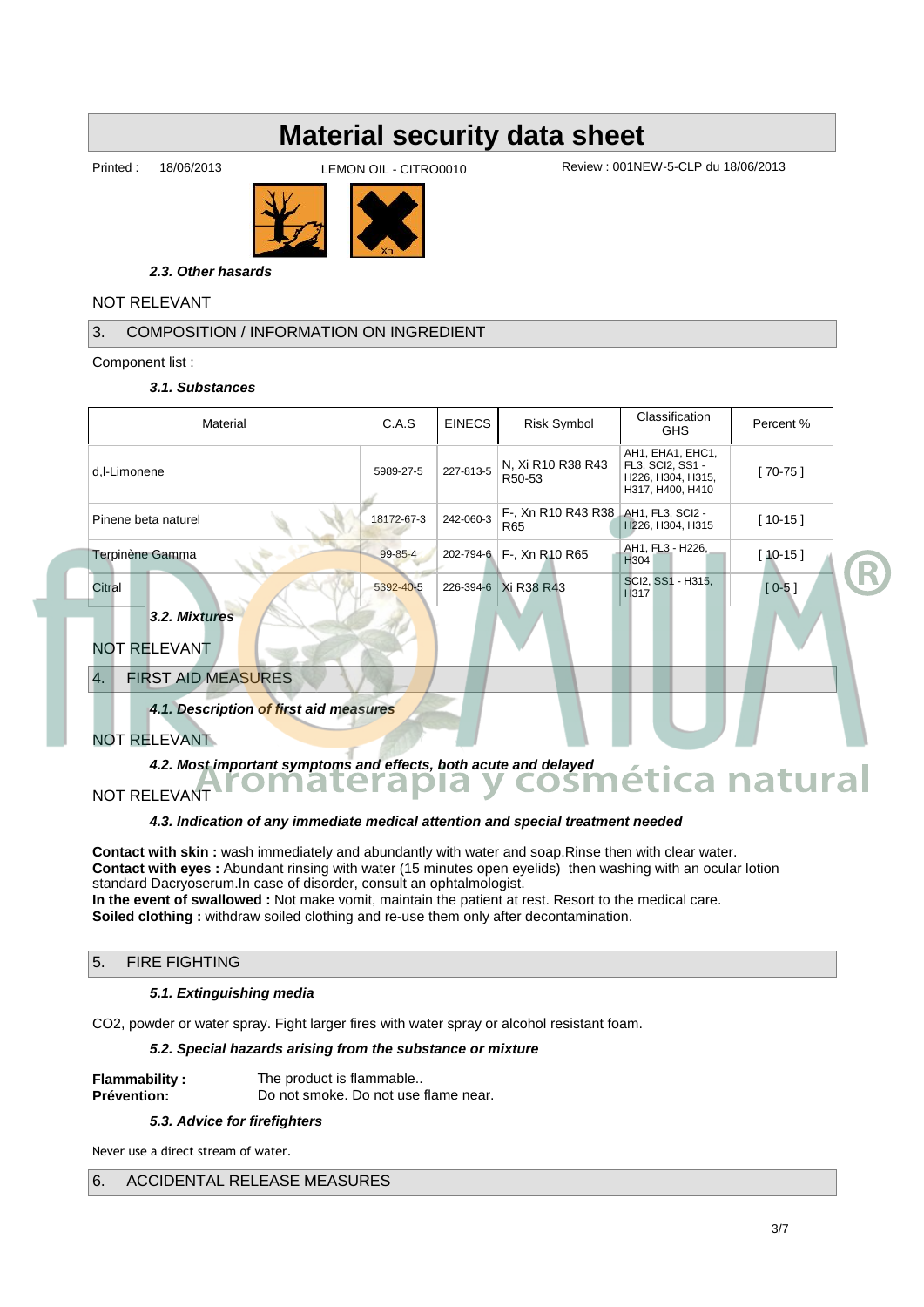# Material security data sheet

Printed : 18/06/2013 LEMON OIL - CITRO0010 Review : 001NEW-5-CLP du 18/06/2013

*2.3. Other hasards*

NOT RELEVANT

## 3. COMPOSITION / INFORMATION ON INGREDIENT

Component list :

*3.1. Substances*

| Material | C.A.S | EINECS | Risk Symbol | Classification GHS | Percent % |
|---|---|---|---|---|---|
| d,l-Limonene | 5989-27-5 | 227-813-5 | N, Xi R10 R38 R43 R50-53 | AH1, EHA1, EHC1, FL3, SCI2, SS1 - H226, H304, H315, H317, H400, H410 | [ 70-75 ] |
| Pinene beta naturel | 18172-67-3 | 242-060-3 | F-, Xn R10 R43 R38 R65 | AH1, FL3, SCI2 - H226, H304, H315 | [ 10-15 ] |
| Terpinène Gamma | 99-85-4 | 202-794-6 | F-, Xn R10 R65 | AH1, FL3 - H226, H304 | [ 10-15 ] |
| Citral | 5392-40-5 | 226-394-6 | Xi R38 R43 | SCI2, SS1 - H315, H317 | [ 0-5 ] |

*3.2. Mixtures*

NOT RELEVANT

## 4. FIRST AID MEASURES

*4.1. Description of first aid measures*

NOT RELEVANT

*4.2. Most important symptoms and effects, both acute and delayed*

NOT RELEVANT

*4.3. Indication of any immediate medical attention and special treatment needed*

**Contact with skin :** wash immediately and abundantly with water and soap.Rinse then with clear water.
**Contact with eyes :** Abundant rinsing with water (15 minutes open eyelids) then washing with an ocular lotion standard Dacryoserum.In case of disorder, consult an ophtalmologist.
**In the event of swallowed :** Not make vomit, maintain the patient at rest. Resort to the medical care.
**Soiled clothing :** withdraw soiled clothing and re-use them only after decontamination.

## 5. FIRE FIGHTING

*5.1. Extinguishing media*

CO2, powder or water spray. Fight larger fires with water spray or alcohol resistant foam.

*5.2. Special hazards arising from the substance or mixture*

**Flammability :** The product is flammable..
**Prévention:** Do not smoke. Do not use flame near.

*5.3. Advice for firefighters*

Never use a direct stream of water.

## 6. ACCIDENTAL RELEASE MEASURES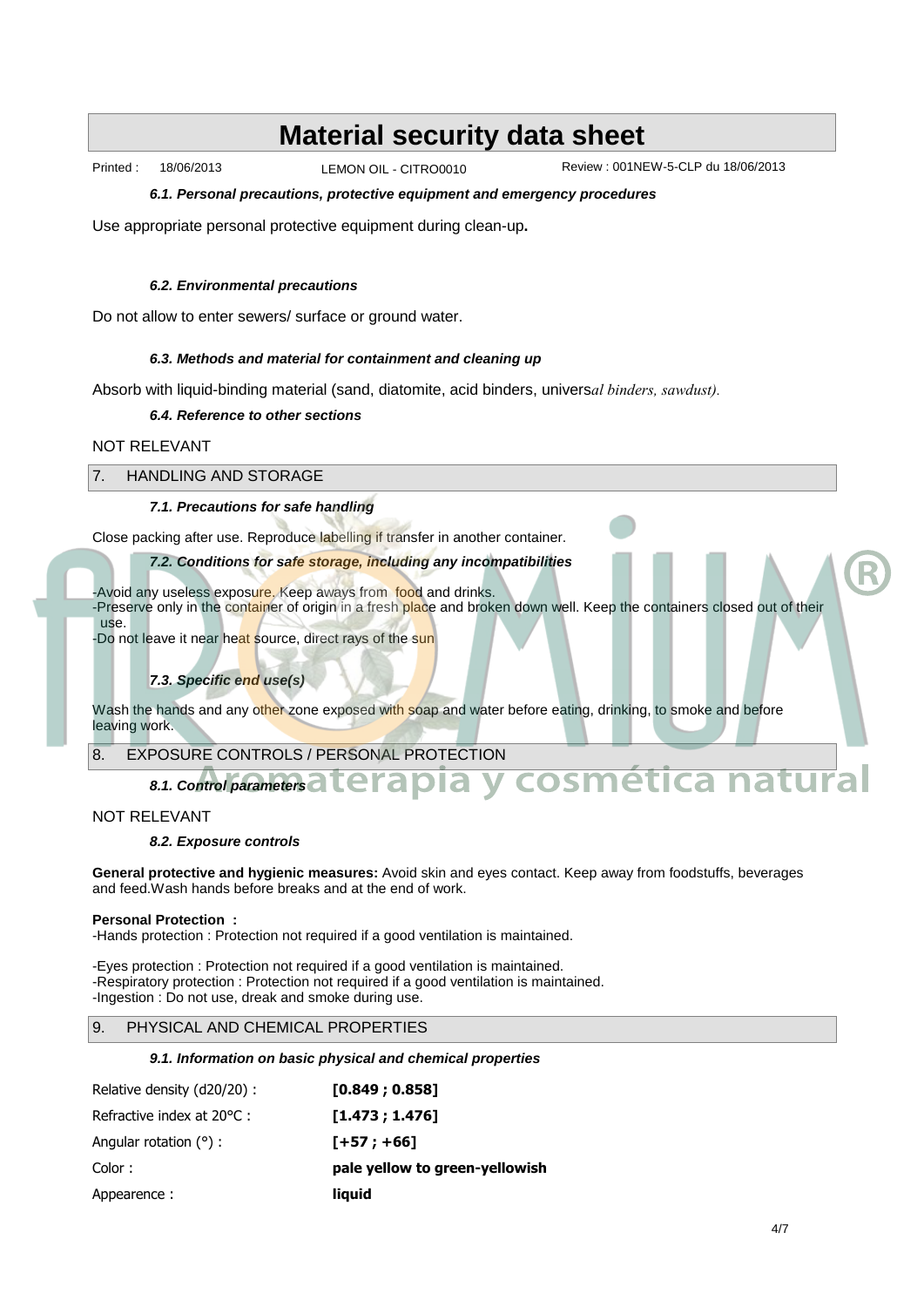#### 6.1. Personal precautions, protective equipment and emergency procedures

Use appropriate personal protective equipment during clean-up.

#### 6.2. Environmental precautions

Do not allow to enter sewers/ surface or ground water.

#### 6.3. Methods and material for containment and cleaning up

Absorb with liquid-binding material (sand, diatomite, acid binders, universal binders, sawdust).

#### 6.4. Reference to other sections

NOT RELEVANT

## 7. HANDLING AND STORAGE

#### 7.1. Precautions for safe handling

Close packing after use. Reproduce labelling if transfer in another container.

#### 7.2. Conditions for safe storage, including any incompatibilities

-Avoid any useless exposure. Keep aways from food and drinks.
-Preserve only in the container of origin in a fresh place and broken down well. Keep the containers closed out of their use.
-Do not leave it near heat source, direct rays of the sun

#### 7.3. Specific end use(s)

Wash the hands and any other zone exposed with soap and water before eating, drinking, to smoke and before leaving work.

## 8. EXPOSURE CONTROLS / PERSONAL PROTECTION

#### 8.1. Control parameters

NOT RELEVANT

#### 8.2. Exposure controls

**General protective and hygienic measures:** Avoid skin and eyes contact. Keep away from foodstuffs, beverages and feed.Wash hands before breaks and at the end of work.

**Personal Protection :**
-Hands protection : Protection not required if a good ventilation is maintained.

-Eyes protection : Protection not required if a good ventilation is maintained.
-Respiratory protection : Protection not required if a good ventilation is maintained.
-Ingestion : Do not use, dreak and smoke during use.

## 9. PHYSICAL AND CHEMICAL PROPERTIES

#### 9.1. Information on basic physical and chemical properties

| | |
|---|---|
| Relative density (d20/20) : | **[0.849 ; 0.858]** |
| Refractive index at 20°C : | **[1.473 ; 1.476]** |
| Angular rotation (°) : | **[+57 ; +66]** |
| Color : | **pale yellow to green-yellowish** |
| Appearence : | **liquid** |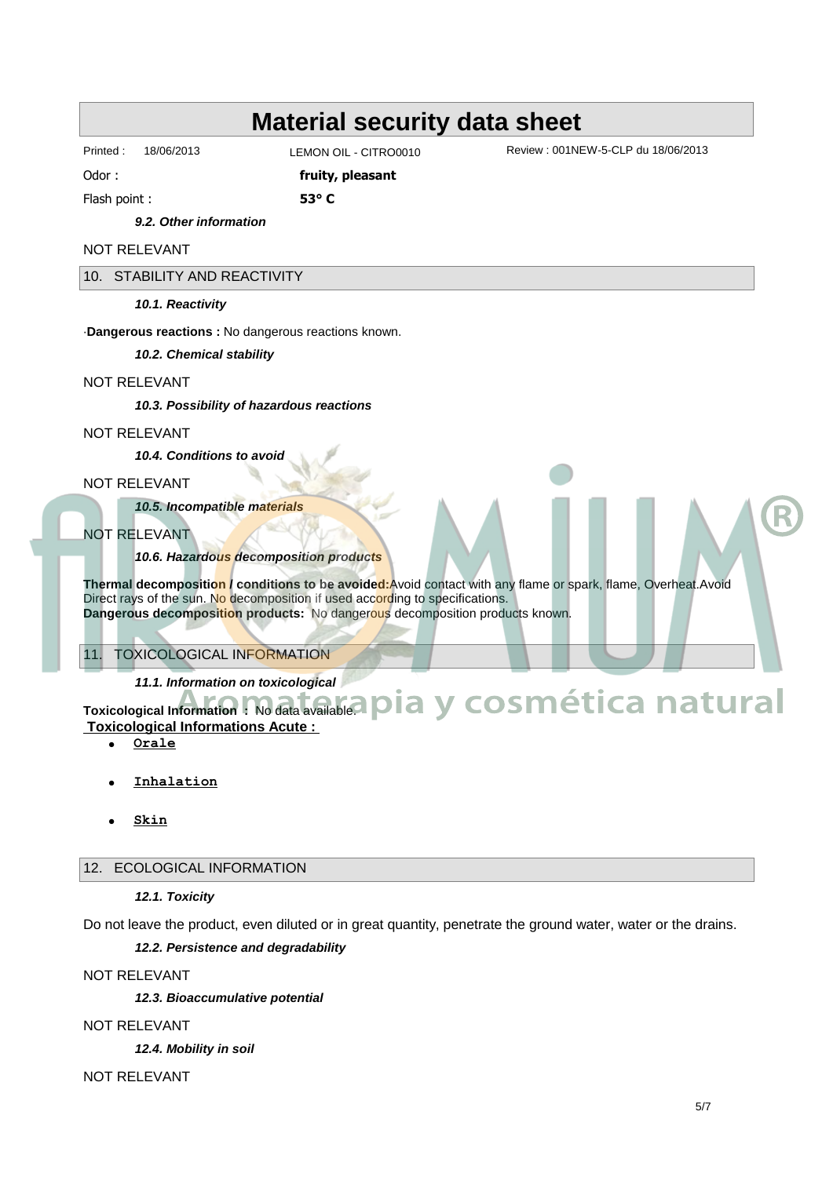# Material security data sheet

Printed : 18/06/2013 LEMON OIL - CITRO0010 Review : 001NEW-5-CLP du 18/06/2013

Odor : **fruity, pleasant**

Flash point : **53° C**

***9.2. Other information***

NOT RELEVANT

## 10. STABILITY AND REACTIVITY

***10.1. Reactivity***

·**Dangerous reactions :** No dangerous reactions known.

***10.2. Chemical stability***

NOT RELEVANT

***10.3. Possibility of hazardous reactions***

NOT RELEVANT

***10.4. Conditions to avoid***

NOT RELEVANT

***10.5. Incompatible materials***

NOT RELEVANT

***10.6. Hazardous decomposition products***

**Thermal decomposition / conditions to be avoided:**Avoid contact with any flame or spark, flame, Overheat.Avoid Direct rays of the sun. No decomposition if used according to specifications.
**Dangerous decomposition products:** No dangerous decomposition products known.

## 11. TOXICOLOGICAL INFORMATION

***11.1. Information on toxicological***

**Toxicological Information :** No data available.
**Toxicological Informations Acute :**

- **Orale**
- **Inhalation**
- **Skin**

## 12. ECOLOGICAL INFORMATION

***12.1. Toxicity***

Do not leave the product, even diluted or in great quantity, penetrate the ground water, water or the drains.

***12.2. Persistence and degradability***

NOT RELEVANT

***12.3. Bioaccumulative potential***

NOT RELEVANT

***12.4. Mobility in soil***

NOT RELEVANT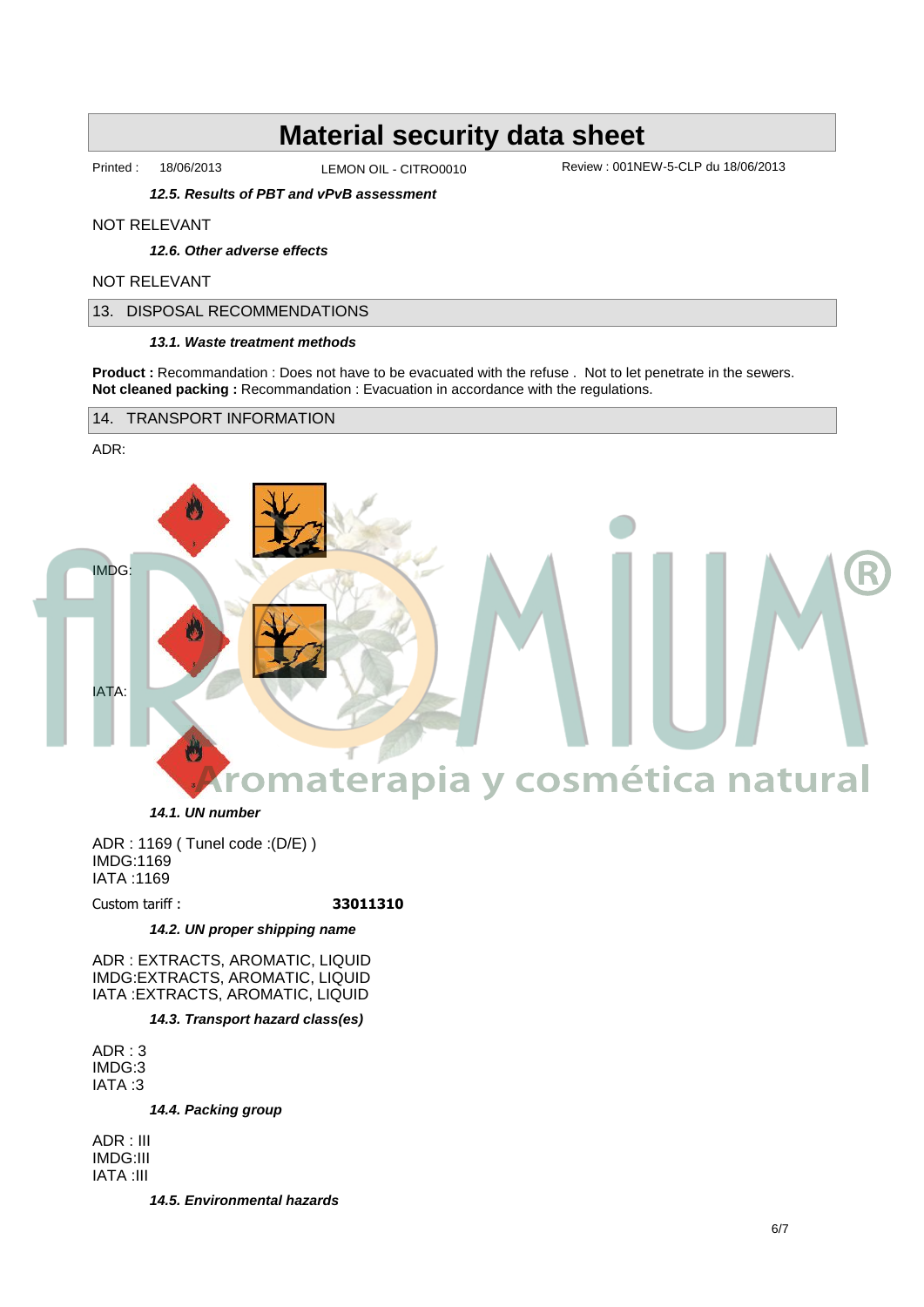# Material security data sheet

Printed : 18/06/2013 LEMON OIL - CITRO0010 Review : 001NEW-5-CLP du 18/06/2013

***12.5. Results of PBT and vPvB assessment***

NOT RELEVANT

***12.6. Other adverse effects***

NOT RELEVANT

## 13. DISPOSAL RECOMMENDATIONS

***13.1. Waste treatment methods***

**Product :** Recommandation : Does not have to be evacuated with the refuse . Not to let penetrate in the sewers.
**Not cleaned packing :** Recommandation : Evacuation in accordance with the regulations.

## 14. TRANSPORT INFORMATION

ADR:

IMDG:

IATA:

***14.1. UN number***

ADR : 1169 ( Tunel code :(D/E) )
IMDG:1169
IATA :1169

Custom tariff : **33011310**

***14.2. UN proper shipping name***

ADR : EXTRACTS, AROMATIC, LIQUID
IMDG:EXTRACTS, AROMATIC, LIQUID
IATA :EXTRACTS, AROMATIC, LIQUID

***14.3. Transport hazard class(es)***

ADR : 3
IMDG:3
IATA :3

***14.4. Packing group***

ADR : III
IMDG:III
IATA :III

***14.5. Environmental hazards***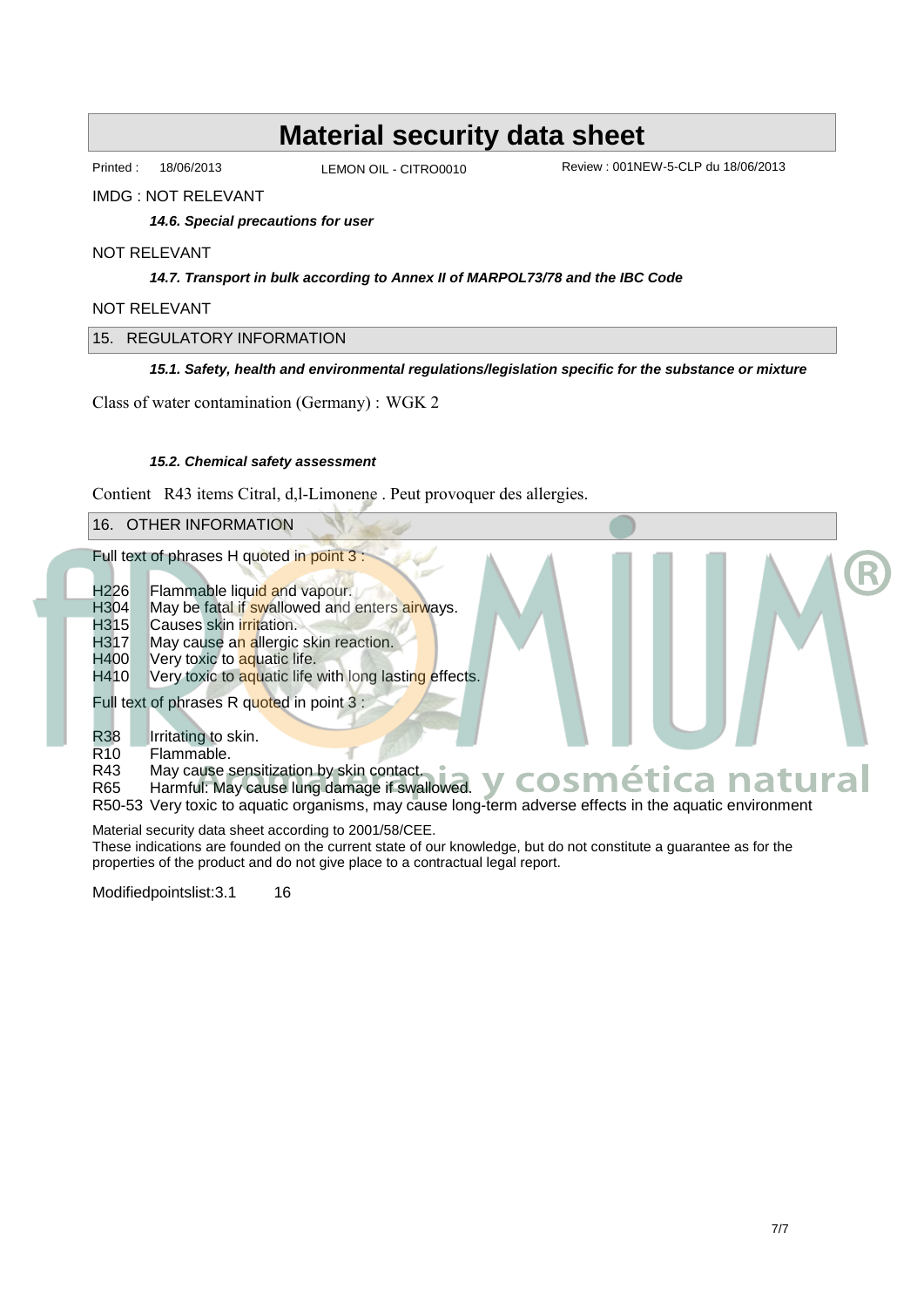IMDG : NOT RELEVANT

***14.6. Special precautions for user***

NOT RELEVANT

***14.7. Transport in bulk according to Annex II of MARPOL73/78 and the IBC Code***

NOT RELEVANT

## 15. REGULATORY INFORMATION

***15.1. Safety, health and environmental regulations/legislation specific for the substance or mixture***

Class of water contamination (Germany) : WGK 2

***15.2. Chemical safety assessment***

Contient R43 items Citral, d,l-Limonene . Peut provoquer des allergies.

## 16. OTHER INFORMATION

Full text of phrases H quoted in point 3 :

| | |
|---|---|
| H226 | Flammable liquid and vapour. |
| H304 | May be fatal if swallowed and enters airways. |
| H315 | Causes skin irritation. |
| H317 | May cause an allergic skin reaction. |
| H400 | Very toxic to aquatic life. |
| H410 | Very toxic to aquatic life with long lasting effects. |

Full text of phrases R quoted in point 3 :

| | |
|---|---|
| R38 | Irritating to skin. |
| R10 | Flammable. |
| R43 | May cause sensitization by skin contact. |
| R65 | Harmful: May cause lung damage if swallowed. |
| R50-53 | Very toxic to aquatic organisms, may cause long-term adverse effects in the aquatic environment |

Material security data sheet according to 2001/58/CEE.
These indications are founded on the current state of our knowledge, but do not constitute a guarantee as for the properties of the product and do not give place to a contractual legal report.

Modifiedpointslist:3.1 16